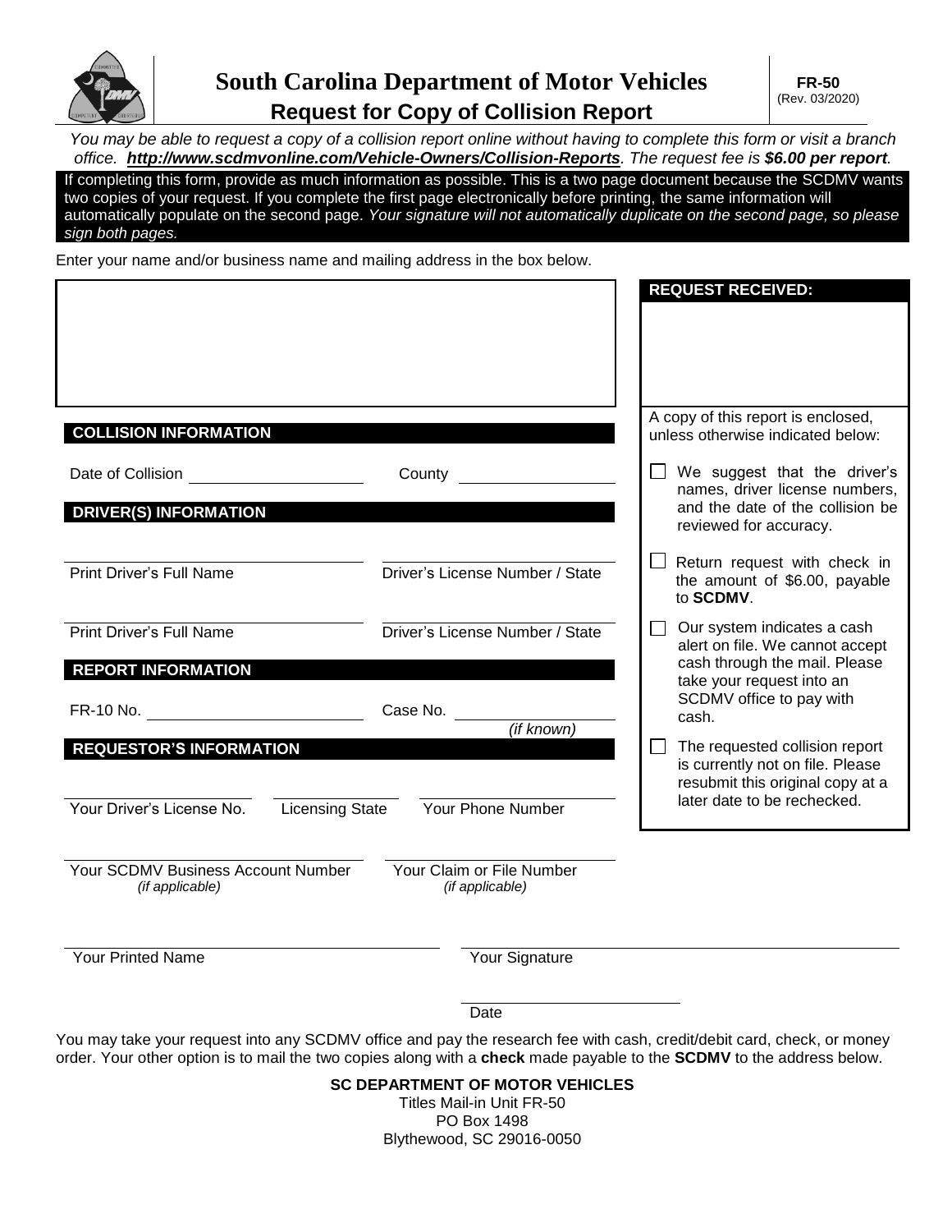# South Carolina Department of Motor Vehicles

## Request for Copy of Collision Report

**FR-50**
(Rev. 03/2020)

*You may be able to request a copy of a collision report online without having to complete this form or visit a branch office.* ***http://www.scdmvonline.com/Vehicle-Owners/Collision-Reports****. The request fee is* ***$6.00 per report****.*

If completing this form, provide as much information as possible. This is a two page document because the SCDMV wants two copies of your request. If you complete the first page electronically before printing, the same information will automatically populate on the second page. *Your signature will not automatically duplicate on the second page, so please sign both pages.*

Enter your name and/or business name and mailing address in the box below.

**REQUEST RECEIVED:**

A copy of this report is enclosed, unless otherwise indicated below:

- ☐ We suggest that the driver's names, driver license numbers, and the date of the collision be reviewed for accuracy.
- ☐ Return request with check in the amount of $6.00, payable to **SCDMV**.
- ☐ Our system indicates a cash alert on file. We cannot accept cash through the mail. Please take your request into an SCDMV office to pay with cash.
- ☐ The requested collision report is currently not on file. Please resubmit this original copy at a later date to be rechecked.

### COLLISION INFORMATION

Date of Collision ____________ County ____________

### DRIVER(S) INFORMATION

Print Driver's Full Name ____________ Driver's License Number / State ____________

Print Driver's Full Name ____________ Driver's License Number / State ____________

### REPORT INFORMATION

FR-10 No. ____________ Case No. ____________ *(if known)*

### REQUESTOR'S INFORMATION

Your Driver's License No. ____________ Licensing State ____________ Your Phone Number ____________

Your SCDMV Business Account Number *(if applicable)* ____________ Your Claim or File Number *(if applicable)* ____________

Your Printed Name ____________ Your Signature ____________

Date ____________

You may take your request into any SCDMV office and pay the research fee with cash, credit/debit card, check, or money order. Your other option is to mail the two copies along with a **check** made payable to the **SCDMV** to the address below.

**SC DEPARTMENT OF MOTOR VEHICLES**
Titles Mail-in Unit FR-50
PO Box 1498
Blythewood, SC 29016-0050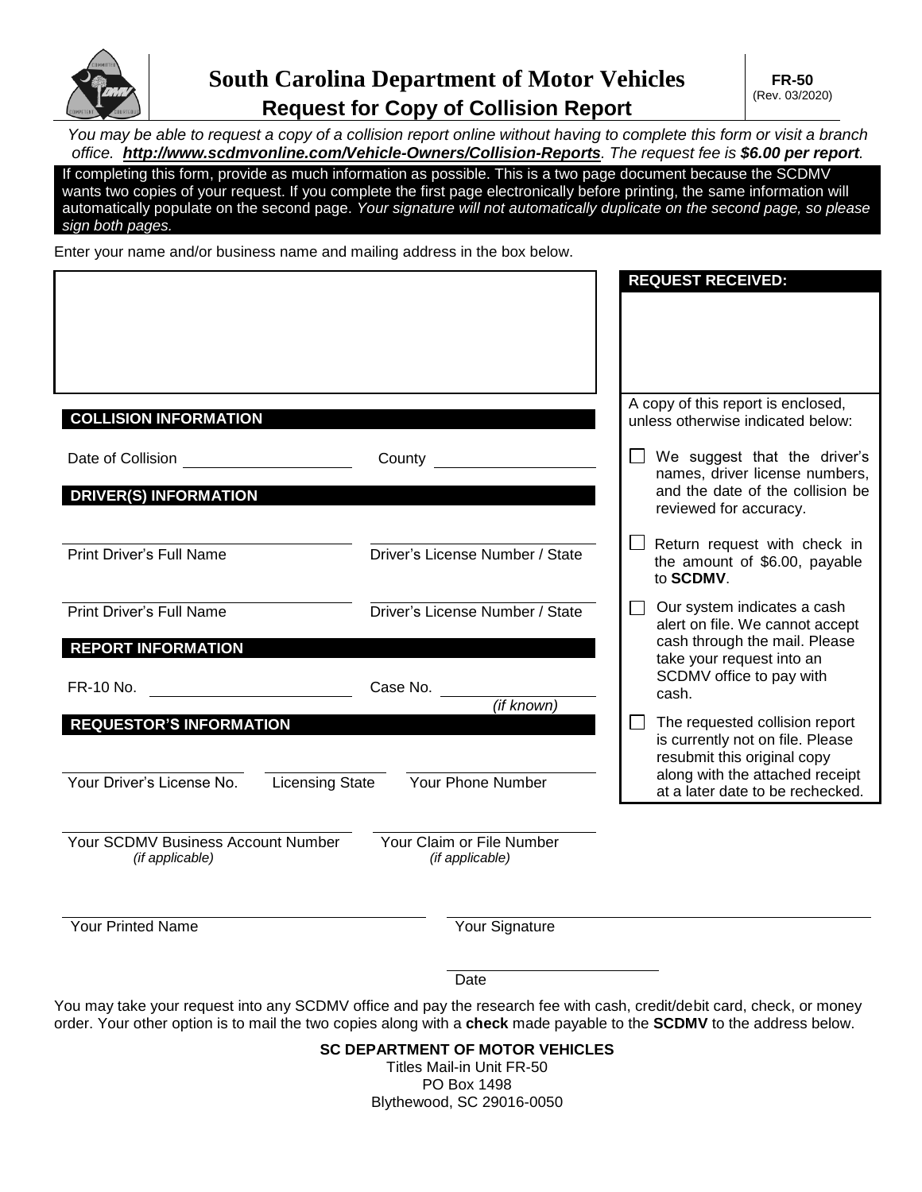# South Carolina Department of Motor Vehicles

## Request for Copy of Collision Report

**FR-50**
(Rev. 03/2020)

*You may be able to request a copy of a collision report online without having to complete this form or visit a branch office.* ***http://www.scdmvonline.com/Vehicle-Owners/Collision-Reports****. The request fee is* ***$6.00 per report****.*

If completing this form, provide as much information as possible. This is a two page document because the SCDMV wants two copies of your request. If you complete the first page electronically before printing, the same information will automatically populate on the second page. *Your signature will not automatically duplicate on the second page, so please sign both pages.*

Enter your name and/or business name and mailing address in the box below.

**REQUEST RECEIVED:**

A copy of this report is enclosed, unless otherwise indicated below:

- ☐ We suggest that the driver's names, driver license numbers, and the date of the collision be reviewed for accuracy.
- ☐ Return request with check in the amount of $6.00, payable to **SCDMV**.
- ☐ Our system indicates a cash alert on file. We cannot accept cash through the mail. Please take your request into an SCDMV office to pay with cash.
- ☐ The requested collision report is currently not on file. Please resubmit this original copy along with the attached receipt at a later date to be rechecked.

### COLLISION INFORMATION

Date of Collision ____________ County ____________

### DRIVER(S) INFORMATION

Print Driver's Full Name ____________ Driver's License Number / State ____________

Print Driver's Full Name ____________ Driver's License Number / State ____________

### REPORT INFORMATION

FR-10 No. ____________ Case No. ____________ *(if known)*

### REQUESTOR'S INFORMATION

Your Driver's License No. ____________ Licensing State ____________ Your Phone Number ____________

Your SCDMV Business Account Number *(if applicable)* ____________ Your Claim or File Number *(if applicable)* ____________

Your Printed Name ____________ Your Signature ____________

Date ____________

You may take your request into any SCDMV office and pay the research fee with cash, credit/debit card, check, or money order. Your other option is to mail the two copies along with a **check** made payable to the **SCDMV** to the address below.

**SC DEPARTMENT OF MOTOR VEHICLES**
Titles Mail-in Unit FR-50
PO Box 1498
Blythewood, SC 29016-0050